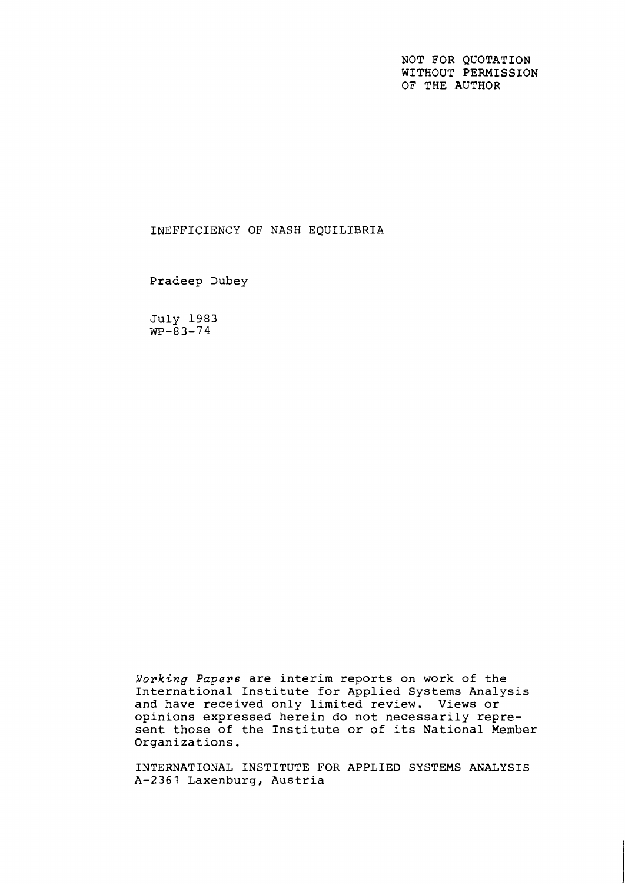NOT FOR QUOTATION
WITHOUT PERMISSION
OF THE AUTHOR

# INEFFICIENCY OF NASH EQUILIBRIA

Pradeep Dubey

July 1983
WP-83-74

*Working Papers* are interim reports on work of the International Institute for Applied Systems Analysis and have received only limited review. Views or opinions expressed herein do not necessarily represent those of the Institute or of its National Member Organizations.

INTERNATIONAL INSTITUTE FOR APPLIED SYSTEMS ANALYSIS
A-2361 Laxenburg, Austria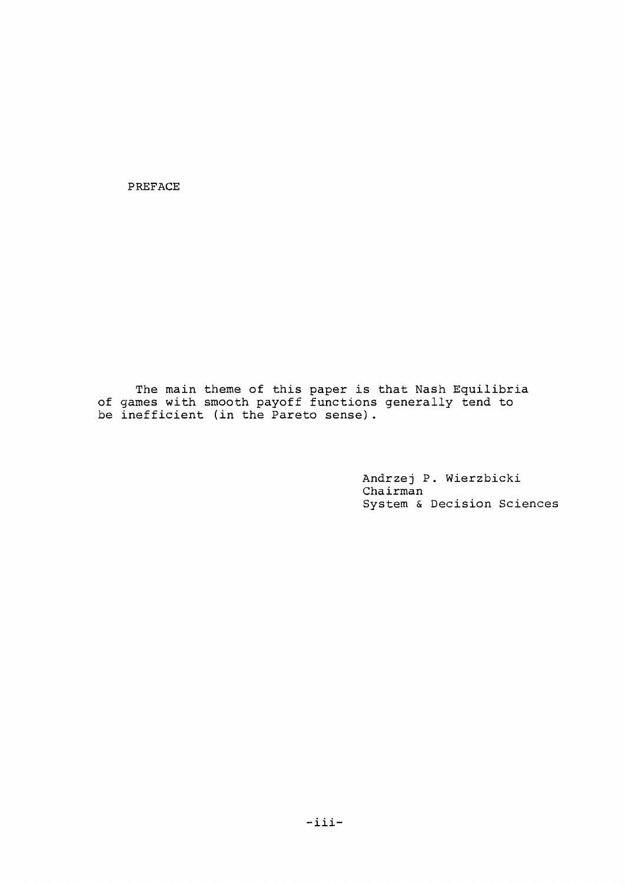# PREFACE

The main theme of this paper is that Nash Equilibria of games with smooth payoff functions generally tend to be inefficient (in the Pareto sense).

Andrzej P. Wierzbicki
Chairman
System & Decision Sciences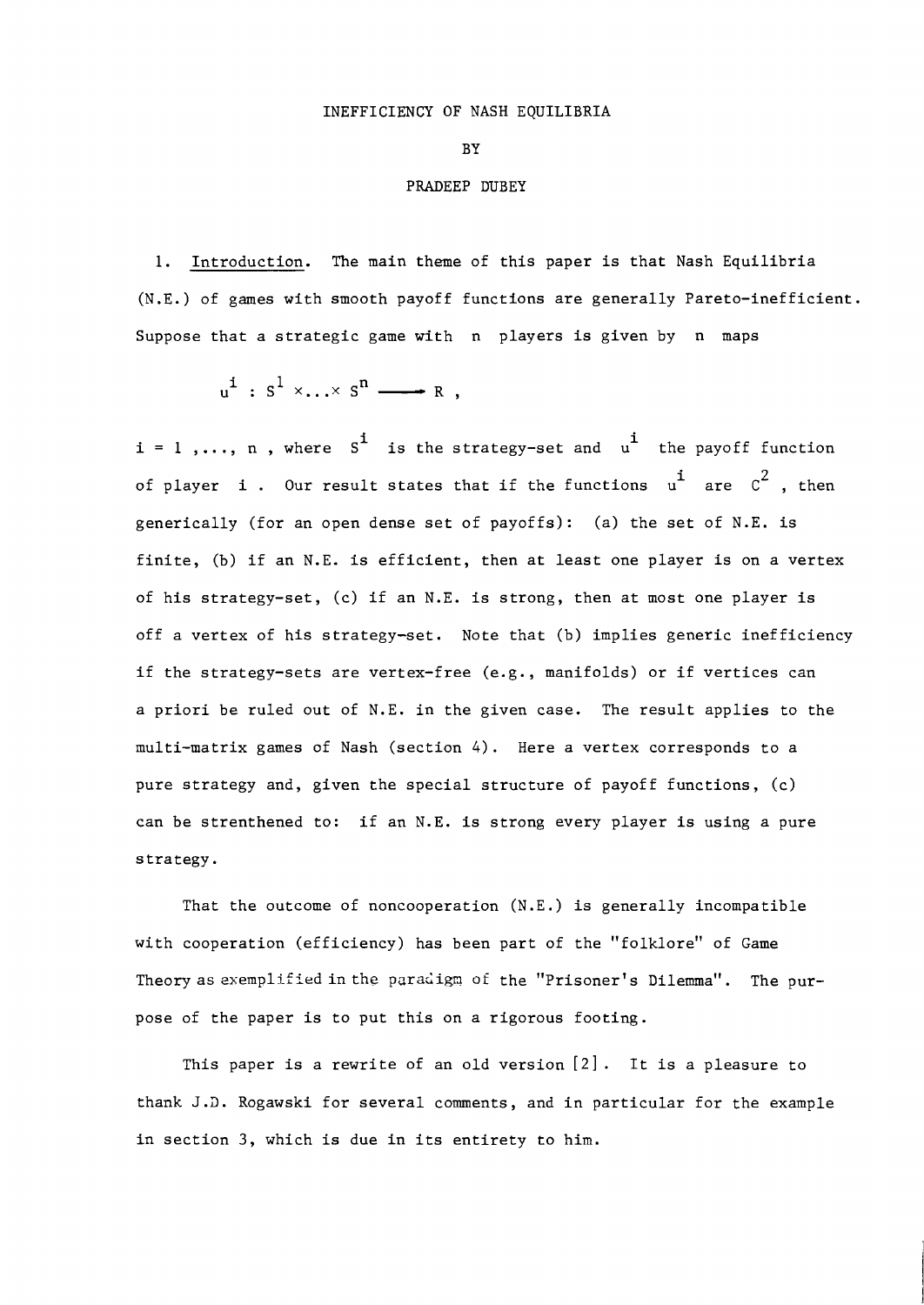# INEFFICIENCY OF NASH EQUILIBRIA

BY

PRADEEP DUBEY

1. Introduction. The main theme of this paper is that Nash Equilibria (N.E.) of games with smooth payoff functions are generally Pareto-inefficient. Suppose that a strategic game with $n$ players is given by $n$ maps

$$u^i : S^1 \times \ldots \times S^n \longrightarrow R ,$$

$i = 1, \ldots, n$, where $S^i$ is the strategy-set and $u^i$ the payoff function of player $i$. Our result states that if the functions $u^i$ are $C^2$, then generically (for an open dense set of payoffs): (a) the set of N.E. is finite, (b) if an N.E. is efficient, then at least one player is on a vertex of his strategy-set, (c) if an N.E. is strong, then at most one player is off a vertex of his strategy-set. Note that (b) implies generic inefficiency if the strategy-sets are vertex-free (e.g., manifolds) or if vertices can a priori be ruled out of N.E. in the given case. The result applies to the multi-matrix games of Nash (section 4). Here a vertex corresponds to a pure strategy and, given the special structure of payoff functions, (c) can be strenthened to: if an N.E. is strong every player is using a pure strategy.

That the outcome of noncooperation (N.E.) is generally incompatible with cooperation (efficiency) has been part of the "folklore" of Game Theory as exemplified in the paradigm of the "Prisoner's Dilemma". The purpose of the paper is to put this on a rigorous footing.

This paper is a rewrite of an old version [2]. It is a pleasure to thank J.D. Rogawski for several comments, and in particular for the example in section 3, which is due in its entirety to him.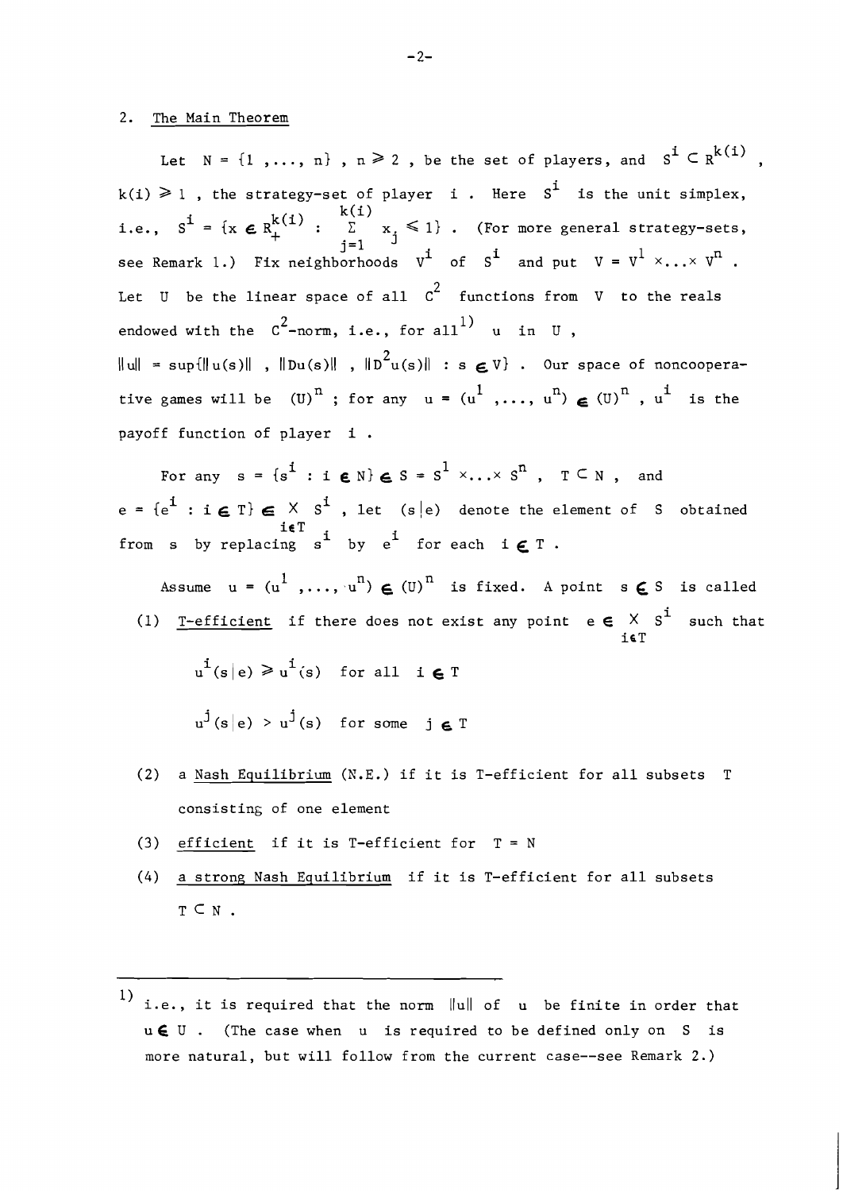## 2. The Main Theorem

Let $N = \{1, \ldots, n\}$, $n \geq 2$, be the set of players, and $S^i \subset R^{k(i)}$, $k(i) \geq 1$, the strategy-set of player $i$. Here $S^i$ is the unit simplex, i.e., $S^i = \{x \in R_+^{k(i)} : \sum_{j=1}^{k(i)} x_j \leq 1\}$. (For more general strategy-sets, see Remark 1.) Fix neighborhoods $V^i$ of $S^i$ and put $V = V^1 \times \ldots \times V^n$. Let $U$ be the linear space of all $C^2$ functions from $V$ to the reals endowed with the $C^2$-norm, i.e., for all[1] $u$ in $U$, $\|u\| = \sup\{\|u(s)\|, \|Du(s)\|, \|D^2u(s)\| : s \in V\}$. Our space of noncooperative games will be $(U)^n$; for any $u = (u^1, \ldots, u^n) \in (U)^n$, $u^i$ is the payoff function of player $i$.

For any $s = \{s^i : i \in N\} \in S = S^1 \times \ldots \times S^n$, $T \subset N$, and $e = \{e^i : i \in T\} \in \underset{i \in T}{\times} S^i$, let $(s|e)$ denote the element of $S$ obtained from $s$ by replacing $s^i$ by $e^i$ for each $i \in T$.

Assume $u = (u^1, \ldots, u^n) \in (U)^n$ is fixed. A point $s \in S$ is called

(1) T-efficient if there does not exist any point $e \in \underset{i \in T}{\times} S^i$ such that

$$u^i(s|e) \geq u^i(s) \quad \text{for all } i \in T$$

$$u^j(s|e) > u^j(s) \quad \text{for some } j \in T$$

(2) a Nash Equilibrium (N.E.) if it is T-efficient for all subsets $T$ consisting of one element

(3) efficient if it is T-efficient for $T = N$

(4) a strong Nash Equilibrium if it is T-efficient for all subsets $T \subset N$.

---

[1] i.e., it is required that the norm $\|u\|$ of $u$ be finite in order that $u \in U$. (The case when $u$ is required to be defined only on $S$ is more natural, but will follow from the current case--see Remark 2.)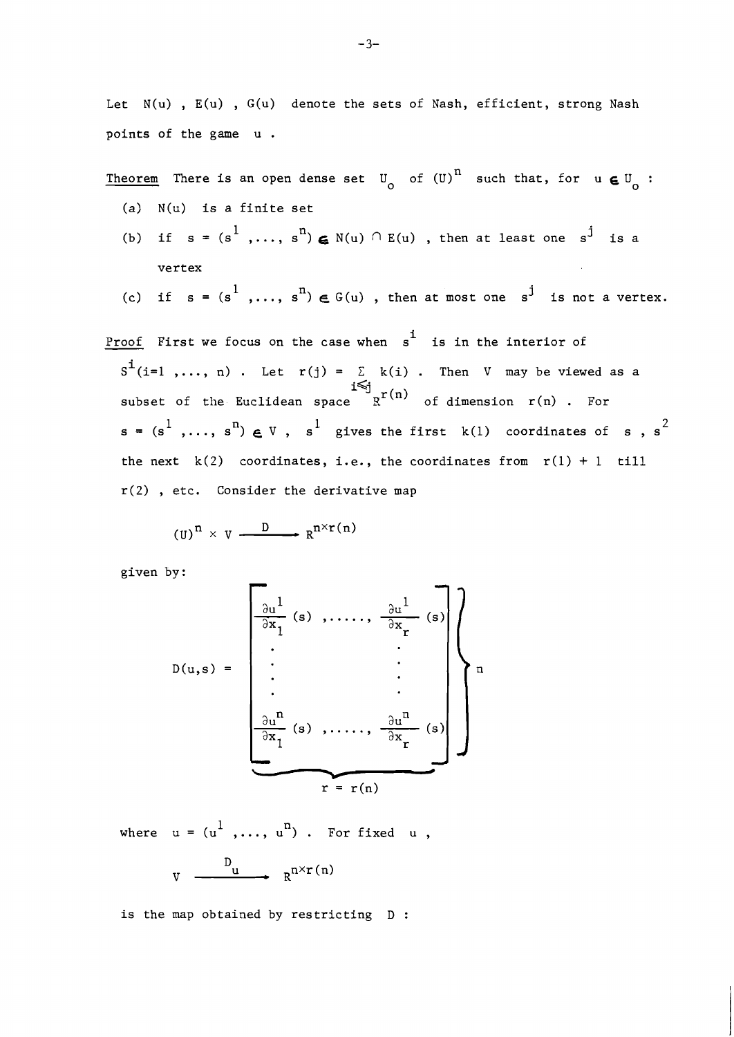Let $N(u)$ , $E(u)$ , $G(u)$ denote the sets of Nash, efficient, strong Nash points of the game $u$ .

Theorem There is an open dense set $U_o$ of $(U)^n$ such that, for $u \in U_o$ :

(a) $N(u)$ is a finite set

(b) if $s = (s^1, \ldots, s^n) \in N(u) \cap E(u)$ , then at least one $s^j$ is a vertex

(c) if $s = (s^1, \ldots, s^n) \in G(u)$ , then at most one $s^j$ is not a vertex.

Proof First we focus on the case when $s^i$ is in the interior of $S^i (i=1, \ldots, n)$ . Let $r(j) = \sum_{i \leq j} k(i)$ . Then $V$ may be viewed as a subset of the Euclidean space $R^{r(n)}$ of dimension $r(n)$ . For $s = (s^1, \ldots, s^n) \in V$ , $s^1$ gives the first $k(1)$ coordinates of $s$ , $s^2$ the next $k(2)$ coordinates, i.e., the coordinates from $r(1) + 1$ till $r(2)$ , etc. Consider the derivative map

$$(U)^n \times V \xrightarrow{\quad D \quad} R^{n \times r(n)}$$

given by:

$$D(u,s) = \underbrace{\begin{bmatrix} \frac{\partial u^1}{\partial x_1}(s) & , \ldots\ldots, & \frac{\partial u^1}{\partial x_r}(s) \\ \vdots & & \vdots \\ \frac{\partial u^n}{\partial x_1}(s) & , \ldots\ldots, & \frac{\partial u^n}{\partial x_r}(s) \end{bmatrix}}_{r \,=\, r(n)} \Bigg\} n$$

where $u = (u^1, \ldots, u^n)$ . For fixed $u$ ,

$$V \xrightarrow{\quad D_u \quad} R^{n \times r(n)}$$

is the map obtained by restricting $D$ :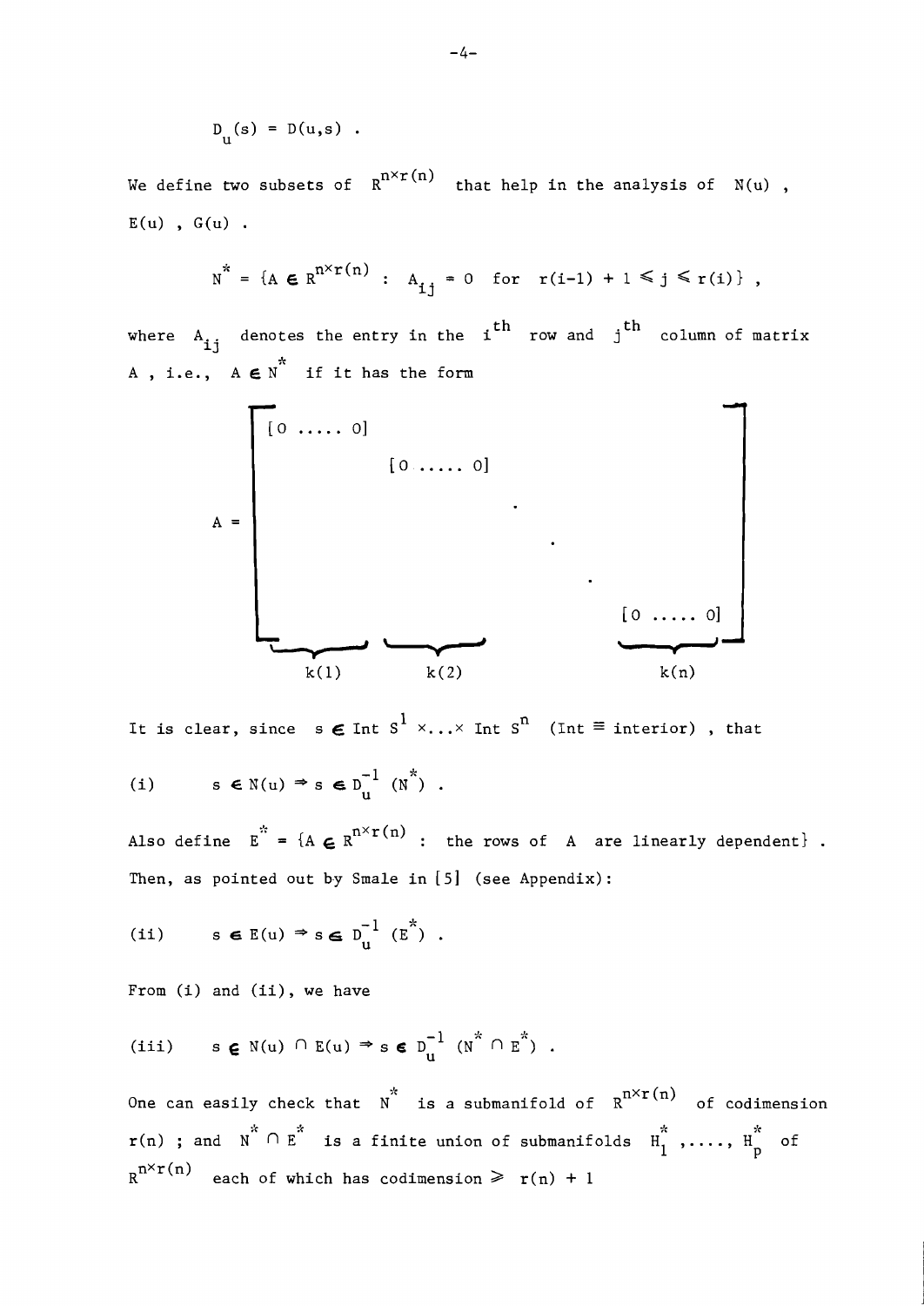$$D_u(s) = D(u,s) \ .$$

We define two subsets of $R^{n \times r(n)}$ that help in the analysis of $N(u)$, $E(u)$, $G(u)$.

$$N^* = \{A \in R^{n \times r(n)} : A_{ij} = 0 \quad \text{for} \quad r(i-1) + 1 \leqslant j \leqslant r(i)\} \ ,$$

where $A_{ij}$ denotes the entry in the $i^{th}$ row and $j^{th}$ column of matrix $A$, i.e., $A \in N^*$ if it has the form

$$A = \begin{bmatrix} \underbrace{[0 \ \ldots\ldots \ 0]}_{k(1)} & & & \\ & \underbrace{[0 \ \ldots\ldots \ 0]}_{k(2)} & & \\ & & \ddots & \\ & & & \underbrace{[0 \ \ldots\ldots \ 0]}_{k(n)} \end{bmatrix}$$

It is clear, since $s \in \text{Int } S^1 \times \ldots \times \text{Int } S^n$ (Int $\equiv$ interior), that

(i) $\quad s \in N(u) \Rightarrow s \in D_u^{-1}(N^*)$ .

Also define $E^* = \{A \in R^{n \times r(n)}$ : the rows of $A$ are linearly dependent$\}$ . Then, as pointed out by Smale in [5] (see Appendix):

(ii) $\quad s \in E(u) \Rightarrow s \in D_u^{-1}(E^*)$ .

From (i) and (ii), we have

(iii) $\quad s \in N(u) \cap E(u) \Rightarrow s \in D_u^{-1}(N^* \cap E^*)$ .

One can easily check that $N^*$ is a submanifold of $R^{n \times r(n)}$ of codimension $r(n)$ ; and $N^* \cap E^*$ is a finite union of submanifolds $H_1^*, \ldots, H_p^*$ of $R^{n \times r(n)}$ each of which has codimension $\geqslant r(n) + 1$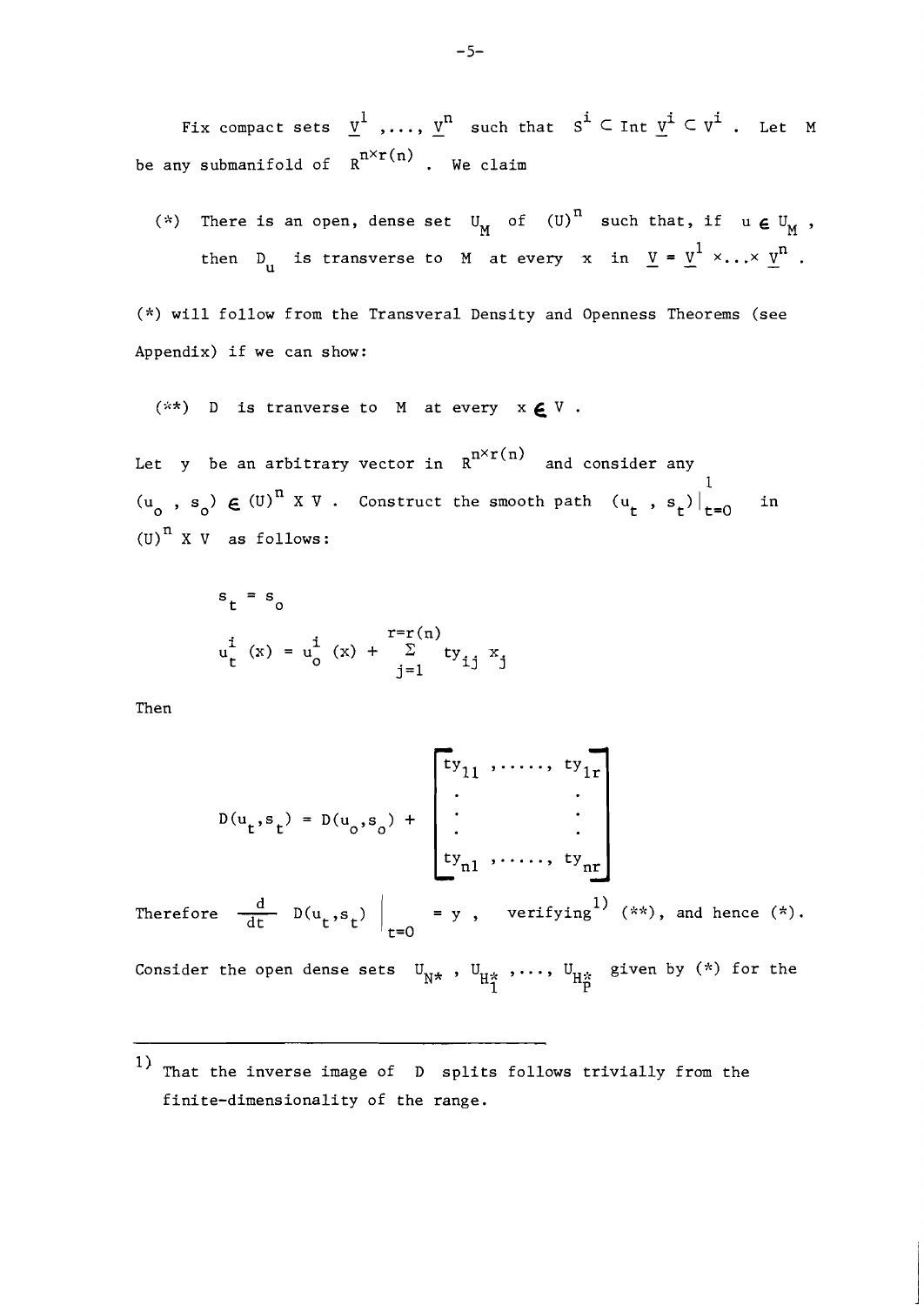Fix compact sets $\underline{V}^1, \ldots, \underline{V}^n$ such that $S^i \subset \text{Int}\, \underline{V}^i \subset V^i$. Let $M$ be any submanifold of $R^{n\times r(n)}$. We claim

(*) There is an open, dense set $U_M$ of $(U)^n$ such that, if $u \in U_M$, then $D_u$ is transverse to $M$ at every $x$ in $\underline{V} = \underline{V}^1 \times \ldots \times \underline{V}^n$.

(*) will follow from the Transveral Density and Openness Theorems (see Appendix) if we can show:

(**) $D$ is tranverse to $M$ at every $x \in V$.

Let $y$ be an arbitrary vector in $R^{n\times r(n)}$ and consider any $(u_o, s_o) \in (U)^n \times V$. Construct the smooth path $(u_t, s_t)\big|_{t=0}^{1}$ in $(U)^n \times V$ as follows:

$$s_t = s_o$$

$$u_t^i(x) = u_o^i(x) + \sum_{j=1}^{r=r(n)} ty_{ij} x_j$$

Then

$$D(u_t, s_t) = D(u_o, s_o) + \begin{bmatrix} ty_{11}, \ldots\ldots, ty_{1r} \\ \vdots \qquad\qquad \vdots \\ ty_{n1}, \ldots\ldots, ty_{nr} \end{bmatrix}$$

Therefore $\frac{d}{dt} D(u_t, s_t)\Big|_{t=0} = y$, verifying[1] (**), and hence (*).

Consider the open dense sets $U_{N^*}, U_{H_1^*}, \ldots, U_{H_p^*}$ given by (*) for the

---

[1] That the inverse image of $D$ splits follows trivially from the finite-dimensionality of the range.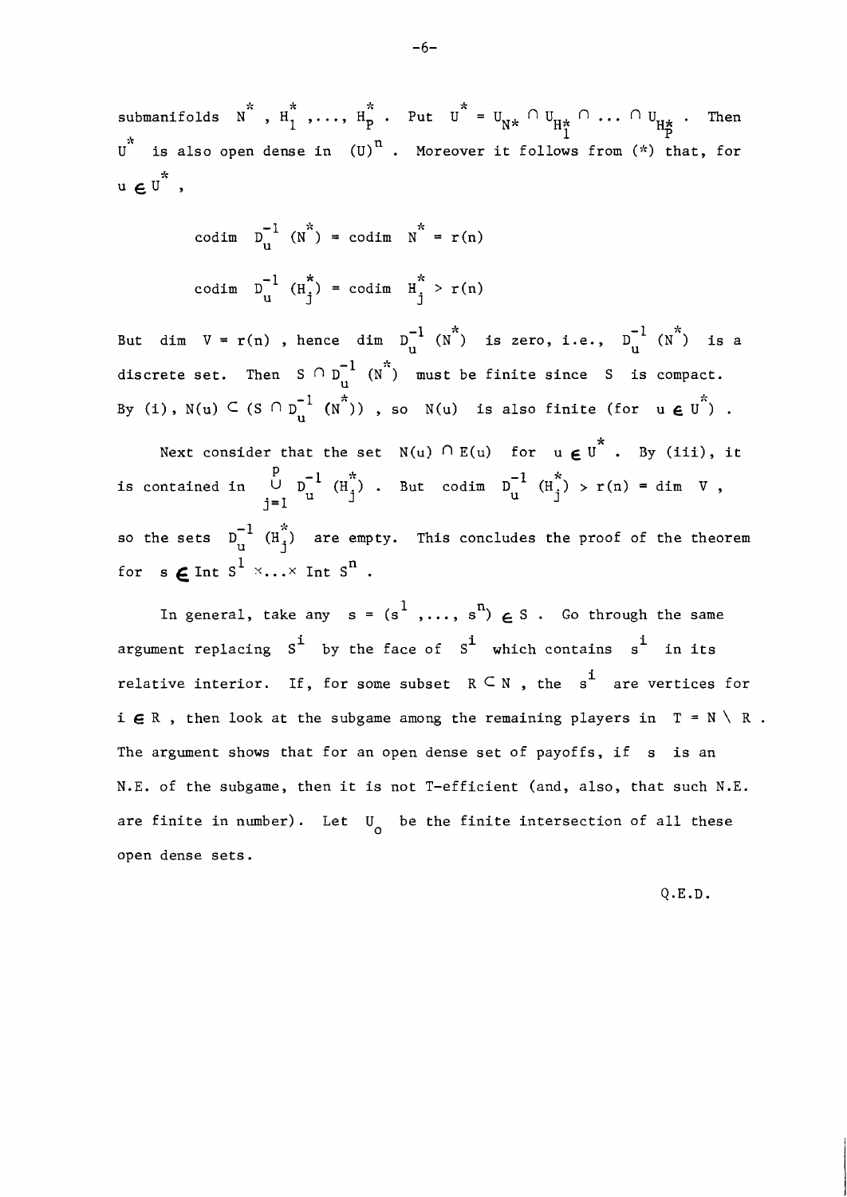submanifolds $N^*$, $H_1^*, \ldots, H_p^*$. Put $U^* = U_{N^*} \cap U_{H_1^*} \cap \ldots \cap U_{H_p^*}$. Then $U^*$ is also open dense in $(U)^n$. Moreover it follows from (*) that, for $u \in U^*$,

$$\text{codim } D_u^{-1}(N^*) = \text{codim } N^* = r(n)$$

$$\text{codim } D_u^{-1}(H_j^*) = \text{codim } H_j^* > r(n)$$

But $\dim V = r(n)$, hence $\dim D_u^{-1}(N^*)$ is zero, i.e., $D_u^{-1}(N^*)$ is a discrete set. Then $S \cap D_u^{-1}(N^*)$ must be finite since $S$ is compact. By (i), $N(u) \subset (S \cap D_u^{-1}(N^*))$, so $N(u)$ is also finite (for $u \in U^*$).

Next consider that the set $N(u) \cap E(u)$ for $u \in U^*$. By (iii), it is contained in $\bigcup_{j=1}^{p} D_u^{-1}(H_j^*)$. But $\text{codim } D_u^{-1}(H_j^*) > r(n) = \dim V$, so the sets $D_u^{-1}(H_j^*)$ are empty. This concludes the proof of the theorem for $s \in \text{Int } S^1 \times \ldots \times \text{Int } S^n$.

In general, take any $s = (s^1, \ldots, s^n) \in S$. Go through the same argument replacing $S^i$ by the face of $S^i$ which contains $s^i$ in its relative interior. If, for some subset $R \subset N$, the $s^i$ are vertices for $i \in R$, then look at the subgame among the remaining players in $T = N \setminus R$. The argument shows that for an open dense set of payoffs, if $s$ is an N.E. of the subgame, then it is not T-efficient (and, also, that such N.E. are finite in number). Let $U_0$ be the finite intersection of all these open dense sets.

Q.E.D.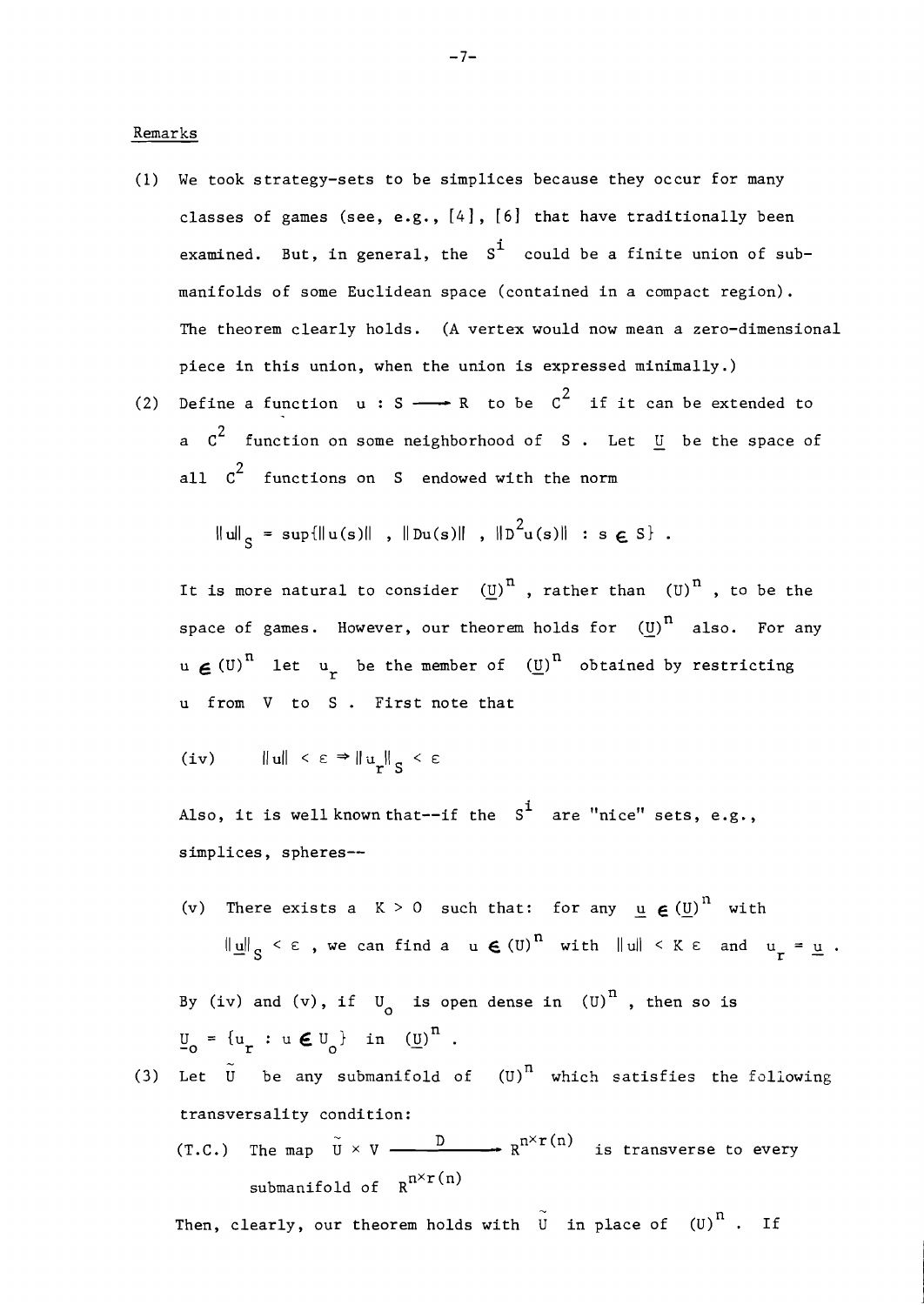Remarks

(1) We took strategy-sets to be simplices because they occur for many classes of games (see, e.g., [4], [6] that have traditionally been examined. But, in general, the $S^i$ could be a finite union of sub-manifolds of some Euclidean space (contained in a compact region). The theorem clearly holds. (A vertex would now mean a zero-dimensional piece in this union, when the union is expressed minimally.)

(2) Define a function $u : S \longrightarrow R$ to be $C^2$ if it can be extended to a $C^2$ function on some neighborhood of $S$. Let $\underline{U}$ be the space of all $C^2$ functions on $S$ endowed with the norm

$$\|u\|_S = \sup\{\|u(s)\| \ , \ \|Du(s)\| \ , \ \|D^2u(s)\| \ : s \in S\} \ .$$

It is more natural to consider $(\underline{U})^n$, rather than $(U)^n$, to be the space of games. However, our theorem holds for $(\underline{U})^n$ also. For any $u \in (U)^n$ let $u_r$ be the member of $(\underline{U})^n$ obtained by restricting $u$ from $V$ to $S$. First note that

(iv) $\quad \|u\| < \varepsilon \Rightarrow \|u_r\|_S < \varepsilon$

Also, it is well known that--if the $S^i$ are "nice" sets, e.g., simplices, spheres--

(v) There exists a $K > 0$ such that: for any $\underline{u} \in (\underline{U})^n$ with $\|\underline{u}\|_S < \varepsilon$, we can find a $u \in (U)^n$ with $\|u\| < K\varepsilon$ and $u_r = \underline{u}$.

By (iv) and (v), if $U_o$ is open dense in $(U)^n$, then so is $\underline{U}_o = \{u_r : u \in U_o\}$ in $(\underline{U})^n$.

(3) Let $\tilde{U}$ be any submanifold of $(U)^n$ which satisfies the following transversality condition:

(T.C.) The map $\tilde{U} \times V \xrightarrow{\quad D \quad} R^{n \times r(n)}$ is transverse to every submanifold of $R^{n \times r(n)}$

Then, clearly, our theorem holds with $\tilde{U}$ in place of $(U)^n$. If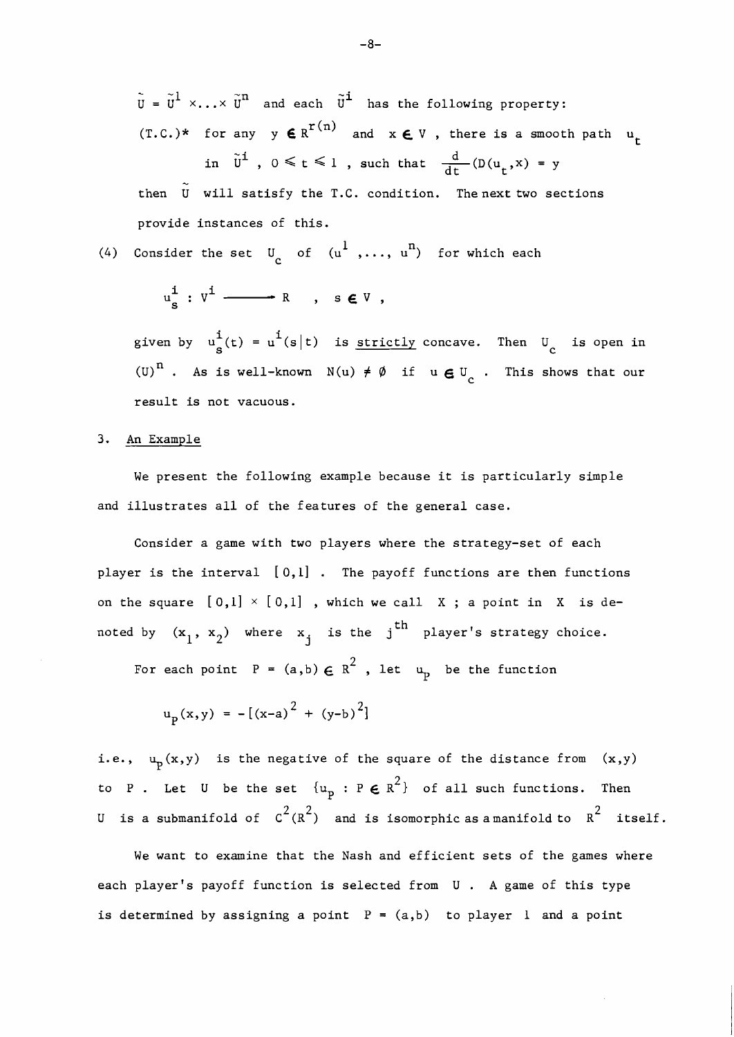$\tilde{U} = \tilde{U}^1 \times \ldots \times \tilde{U}^n$ and each $\tilde{U}^i$ has the following property:

(T.C.)* for any $y \in R^{r(n)}$ and $x \in V$ , there is a smooth path $u_t$ in $\tilde{U}^i$ , $0 \leq t \leq 1$ , such that $\frac{d}{dt}(D(u_t, x) = y$

then $\tilde{U}$ will satisfy the T.C. condition. The next two sections provide instances of this.

(4) Consider the set $U_c$ of $(u^1, \ldots, u^n)$ for which each

$$u^i_s : V^i \longrightarrow R \quad , \quad s \in V \ ,$$

given by $u^i_s(t) = u^i(s|t)$ is <u>strictly</u> concave. Then $U_c$ is open in $(U)^n$ . As is well-known $N(u) \neq \emptyset$ if $u \in U_c$ . This shows that our result is not vacuous.

## 3. <u>An Example</u>

We present the following example because it is particularly simple and illustrates all of the features of the general case.

Consider a game with two players where the strategy-set of each player is the interval $[0,1]$ . The payoff functions are then functions on the square $[0,1] \times [0,1]$ , which we call $X$ ; a point in $X$ is denoted by $(x_1, x_2)$ where $x_j$ is the $j^{th}$ player's strategy choice.

For each point $P = (a,b) \in R^2$ , let $u_P$ be the function

$$u_P(x,y) = -[(x-a)^2 + (y-b)^2]$$

i.e., $u_P(x,y)$ is the negative of the square of the distance from $(x,y)$ to $P$ . Let $U$ be the set $\{u_P : P \in R^2\}$ of all such functions. Then $U$ is a submanifold of $C^2(R^2)$ and is isomorphic as a manifold to $R^2$ itself.

We want to examine that the Nash and efficient sets of the games where each player's payoff function is selected from $U$ . A game of this type is determined by assigning a point $P = (a,b)$ to player 1 and a point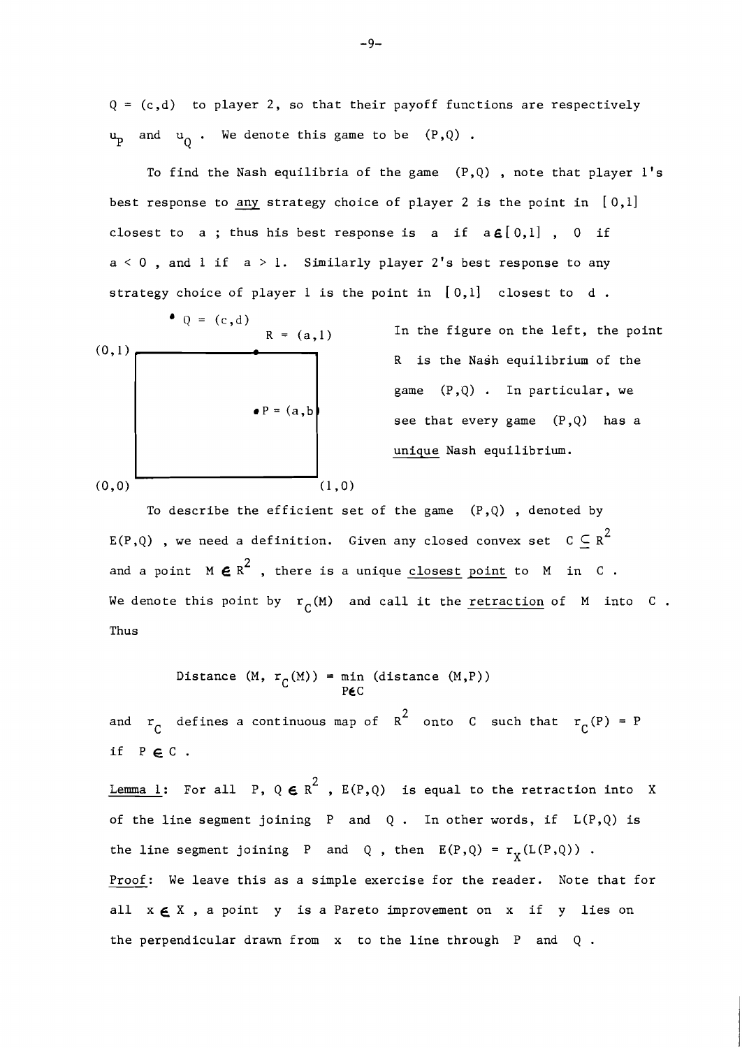$Q = (c,d)$ to player 2, so that their payoff functions are respectively $u_P$ and $u_Q$. We denote this game to be $(P,Q)$.

To find the Nash equilibria of the game $(P,Q)$, note that player 1's best response to <u>any</u> strategy choice of player 2 is the point in $[0,1]$ closest to $a$; thus his best response is $a$ if $a \in [0,1]$, $0$ if $a < 0$, and $1$ if $a > 1$. Similarly player 2's best response to any strategy choice of player 1 is the point in $[0,1]$ closest to $d$.

$Q = (c,d)$, $R = (a,1)$, $P = (a,b)$, $(0,1)$, $(0,0)$, $(1,0)$

In the figure on the left, the point $R$ is the Nash equilibrium of the game $(P,Q)$. In particular, we see that every game $(P,Q)$ has a <u>unique</u> Nash equilibrium.

To describe the efficient set of the game $(P,Q)$, denoted by $E(P,Q)$, we need a definition. Given any closed convex set $C \subseteq R^2$ and a point $M \in R^2$, there is a unique <u>closest point</u> to $M$ in $C$. We denote this point by $r_C(M)$ and call it the <u>retraction</u> of $M$ into $C$. Thus

$$\text{Distance}\,(M, r_C(M)) = \min_{P \in C}\,(\text{distance}\,(M,P))$$

and $r_C$ defines a continuous map of $R^2$ onto $C$ such that $r_C(P) = P$ if $P \in C$.

<u>Lemma 1</u>: For all $P, Q \in R^2$, $E(P,Q)$ is equal to the retraction into $X$ of the line segment joining $P$ and $Q$. In other words, if $L(P,Q)$ is the line segment joining $P$ and $Q$, then $E(P,Q) = r_X(L(P,Q))$.

<u>Proof</u>: We leave this as a simple exercise for the reader. Note that for all $x \in X$, a point $y$ is a Pareto improvement on $x$ if $y$ lies on the perpendicular drawn from $x$ to the line through $P$ and $Q$.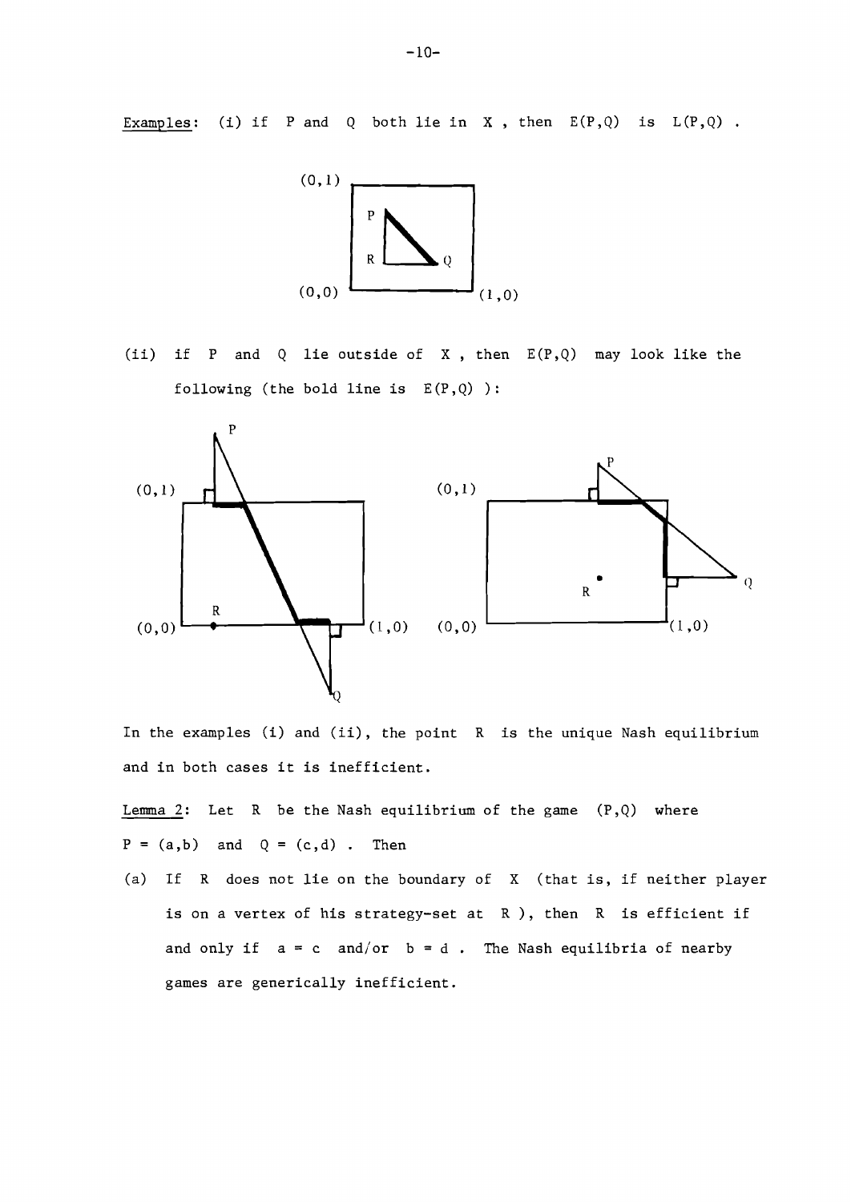Examples: (i) if $P$ and $Q$ both lie in $X$ , then $E(P,Q)$ is $L(P,Q)$ .

(ii) if $P$ and $Q$ lie outside of $X$ , then $E(P,Q)$ may look like the following (the bold line is $E(P,Q)$ ):

In the examples (i) and (ii), the point $R$ is the unique Nash equilibrium and in both cases it is inefficient.

Lemma 2: Let $R$ be the Nash equilibrium of the game $(P,Q)$ where $P = (a,b)$ and $Q = (c,d)$ . Then

(a) If $R$ does not lie on the boundary of $X$ (that is, if neither player is on a vertex of his strategy-set at $R$ ), then $R$ is efficient if and only if $a = c$ and/or $b = d$ . The Nash equilibria of nearby games are generically inefficient.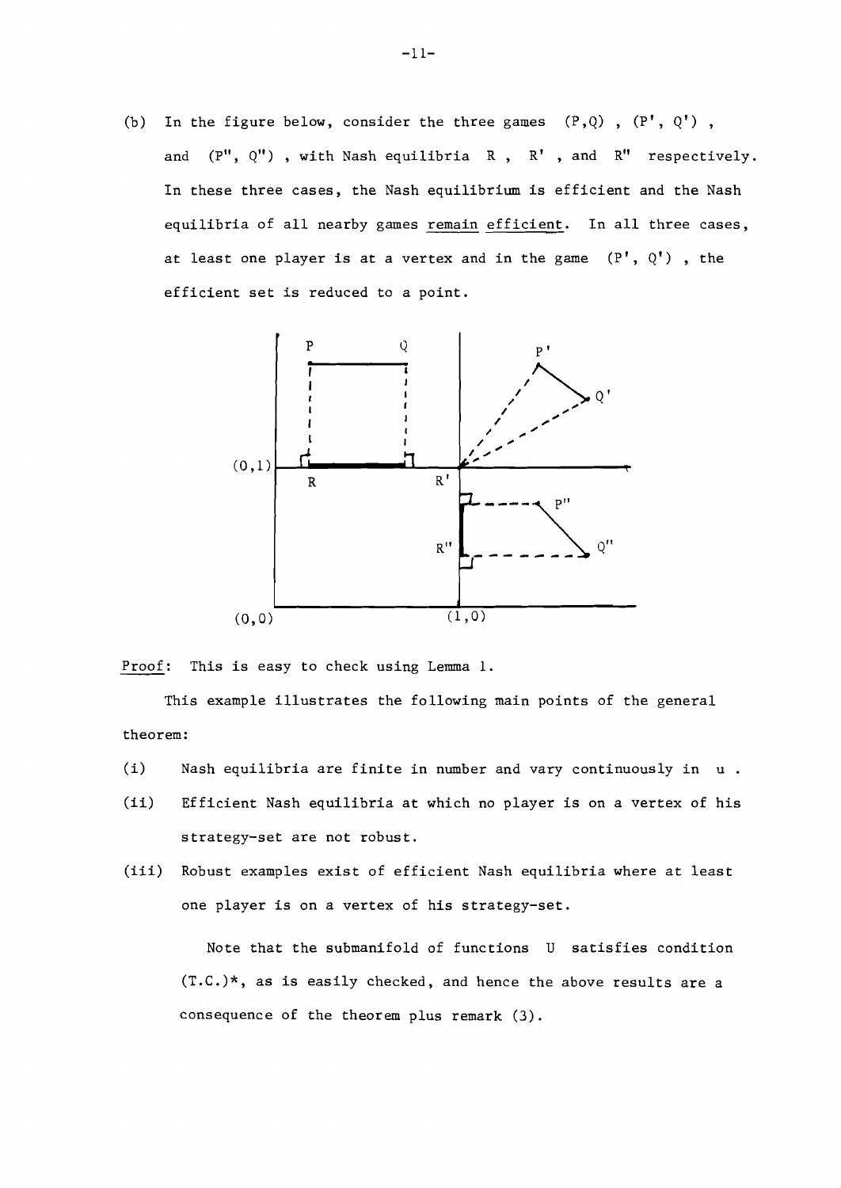(b) In the figure below, consider the three games $(P,Q)$, $(P', Q')$, and $(P'', Q'')$, with Nash equilibria $R$, $R'$, and $R''$ respectively. In these three cases, the Nash equilibrium is efficient and the Nash equilibria of all nearby games <u>remain efficient</u>. In all three cases, at least one player is at a vertex and in the game $(P', Q')$, the efficient set is reduced to a point.

<u>Proof</u>: This is easy to check using Lemma 1.

This example illustrates the following main points of the general theorem:

(i) Nash equilibria are finite in number and vary continuously in $u$.

(ii) Efficient Nash equilibria at which no player is on a vertex of his strategy-set are not robust.

(iii) Robust examples exist of efficient Nash equilibria where at least one player is on a vertex of his strategy-set.

Note that the submanifold of functions $U$ satisfies condition $(T.C.)^*$, as is easily checked, and hence the above results are a consequence of the theorem plus remark (3).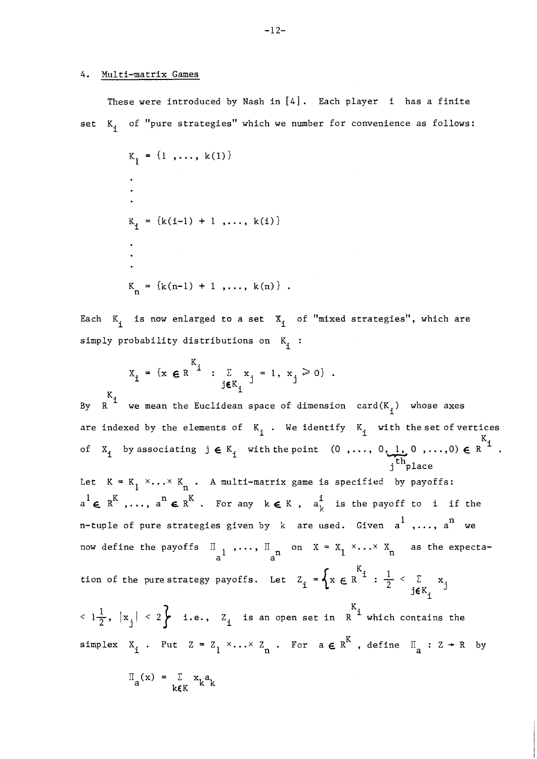## 4. Multi-matrix Games

These were introduced by Nash in [4]. Each player $i$ has a finite set $K_i$ of "pure strategies" which we number for convenience as follows:

$$K_1 = \{1, \ldots, k(1)\}$$

$$\vdots$$

$$K_i = \{k(i-1) + 1, \ldots, k(i)\}$$

$$\vdots$$

$$K_n = \{k(n-1) + 1, \ldots, k(n)\} .$$

Each $K_i$ is now enlarged to a set $X_i$ of "mixed strategies", which are simply probability distributions on $K_i$ :

$$X_i = \{x \in R^{K_i} : \sum_{j \in K_i} x_j = 1, \ x_j \geqslant 0\} .$$

By $R^{K_i}$ we mean the Euclidean space of dimension $\mathrm{card}(K_i)$ whose axes are indexed by the elements of $K_i$. We identify $K_i$ with the set of vertices of $X_i$ by associating $j \in K_i$ with the point $(0, \ldots, \underbrace{0, 1,}_{j^{\text{th}}\text{place}} 0, \ldots, 0) \in R^{K_i}$.

Let $K = K_1 \times \ldots \times K_n$. A multi-matrix game is specified by payoffs: $a^1 \in R^K, \ldots, a^n \in R^K$. For any $k \in K$, $a^i_k$ is the payoff to $i$ if the n-tuple of pure strategies given by $k$ are used. Given $a^1, \ldots, a^n$ we now define the payoffs $\Pi_{a^1}, \ldots, \Pi_{a^n}$ on $X = X_1 \times \ldots \times X_n$ as the expectation of the pure strategy payoffs. Let $Z_i = \left\{x \in R^{K_i} : \frac{1}{2} < \sum_{j \in K_i} x_j < 1\frac{1}{2}, \ |x_j| < 2\right\}$ i.e., $Z_i$ is an open set in $R^{K_i}$ which contains the simplex $X_i$. Put $Z = Z_1 \times \ldots \times Z_n$. For $a \in R^K$, define $\Pi_a : Z \to R$ by

$$\Pi_a(x) = \sum_{k \in K} x_k a_k$$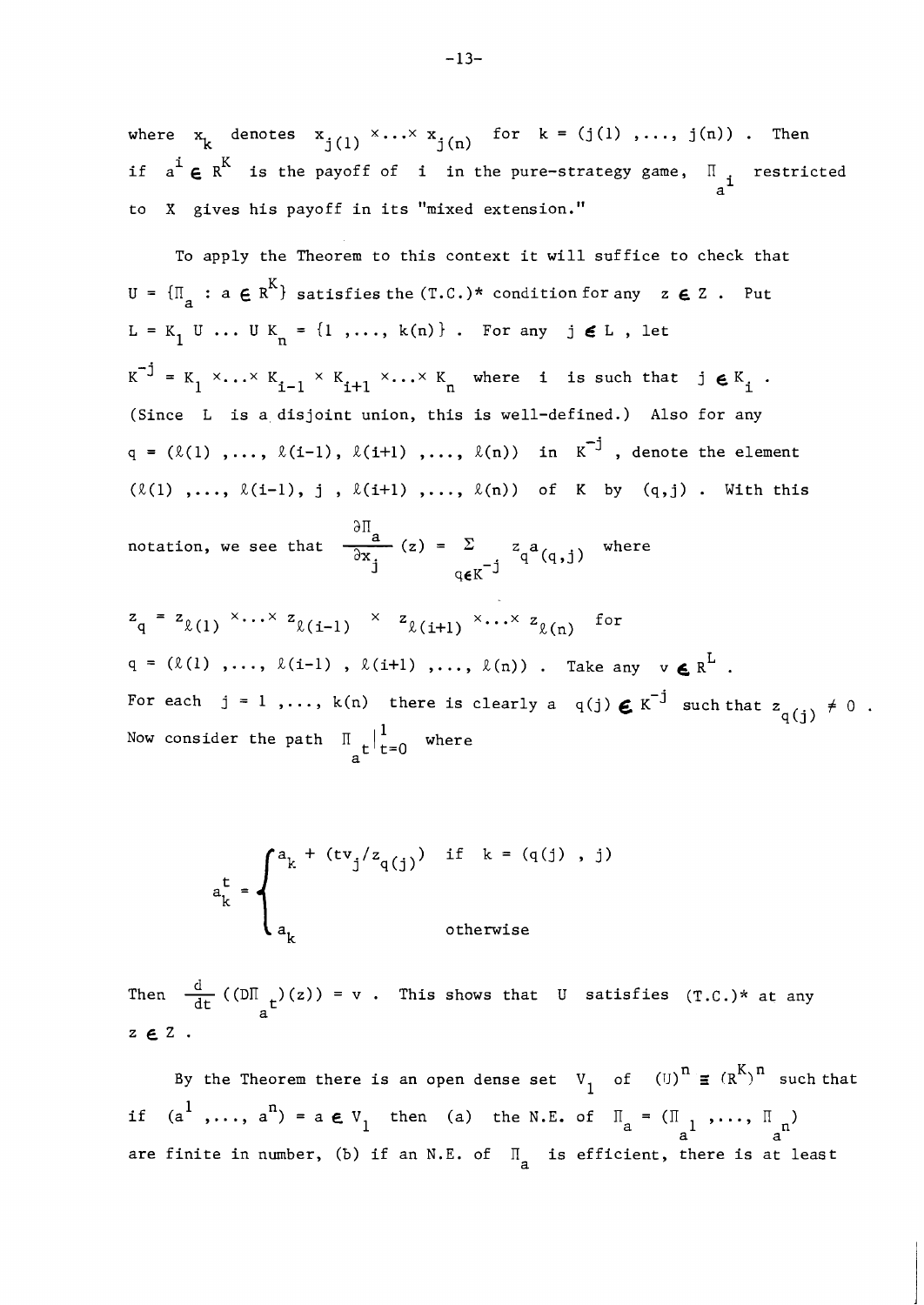where $x_k$ denotes $x_{j(1)} \times \ldots \times x_{j(n)}$ for $k = (j(1), \ldots, j(n))$. Then if $a^i \in R^K$ is the payoff of i in the pure-strategy game, $\Pi_{a^i}$ restricted to X gives his payoff in its "mixed extension."

To apply the Theorem to this context it will suffice to check that $U = \{\Pi_a : a \in R^K\}$ satisfies the (T.C.)* condition for any $z \in Z$. Put $L = K_1 \cup \ldots \cup K_n = \{1, \ldots, k(n)\}$. For any $j \in L$, let $K^{-j} = K_1 \times \ldots \times K_{i-1} \times K_{i+1} \times \ldots \times K_n$ where i is such that $j \in K_i$. (Since L is a disjoint union, this is well-defined.) Also for any $q = (\ell(1), \ldots, \ell(i-1), \ell(i+1), \ldots, \ell(n))$ in $K^{-j}$, denote the element $(\ell(1), \ldots, \ell(i-1), j, \ell(i+1), \ldots, \ell(n))$ of K by $(q,j)$. With this notation, we see that $\frac{\partial \Pi_a}{\partial x_j}(z) = \sum_{q \in K^{-j}} z_q a_{(q,j)}$ where

$z_q = z_{\ell(1)} \times \ldots \times z_{\ell(i-1)} \times z_{\ell(i+1)} \times \ldots \times z_{\ell(n)}$ for $q = (\ell(1), \ldots, \ell(i-1), \ell(i+1), \ldots, \ell(n))$. Take any $v \in R^L$. For each $j = 1, \ldots, k(n)$ there is clearly a $q(j) \in K^{-j}$ such that $z_{q(j)} \neq 0$. Now consider the path $\Pi_{a^t}\big|_{t=0}^{1}$ where

$$a_k^t = \begin{cases} a_k + (tv_j/z_{q(j)}) & \text{if } k = (q(j), j) \\ a_k & \text{otherwise} \end{cases}$$

Then $\frac{d}{dt}((D\Pi_{a^t})(z)) = v$. This shows that U satisfies (T.C.)* at any $z \in Z$.

By the Theorem there is an open dense set $V_1$ of $(U)^n \equiv (R^K)^n$ such that if $(a^1, \ldots, a^n) = a \in V_1$ then (a) the N.E. of $\Pi_a = (\Pi_{a^1}, \ldots, \Pi_{a^n})$ are finite in number, (b) if an N.E. of $\Pi_a$ is efficient, there is at least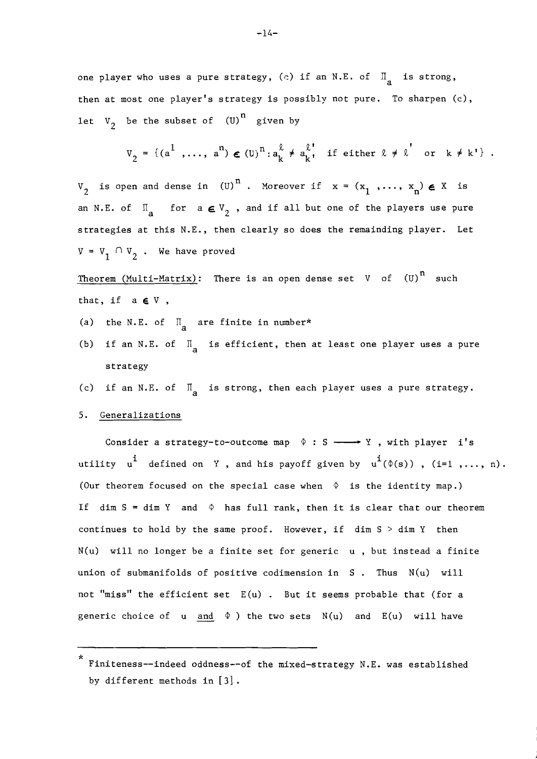one player who uses a pure strategy, (c) if an N.E. of $\Pi_a$ is strong, then at most one player's strategy is possibly not pure. To sharpen (c), let $V_2$ be the subset of $(U)^n$ given by

$$V_2 = \{(a^1, \ldots, a^n) \in (U)^n : a_k^\ell \neq a_{k'}^{\ell'} \text{ if either } \ell \neq \ell' \text{ or } k \neq k'\} .$$

$V_2$ is open and dense in $(U)^n$. Moreover if $x = (x_1, \ldots, x_n) \in X$ is an N.E. of $\Pi_a$ for $a \in V_2$, and if all but one of the players use pure strategies at this N.E., then clearly so does the remaining player. Let $V = V_1 \cap V_2$. We have proved

Theorem (Multi-Matrix): There is an open dense set $V$ of $(U)^n$ such that, if $a \in V$,

(a) the N.E. of $\Pi_a$ are finite in number*

(b) if an N.E. of $\Pi_a$ is efficient, then at least one player uses a pure strategy

(c) if an N.E. of $\Pi_a$ is strong, then each player uses a pure strategy.

## 5. Generalizations

Consider a strategy-to-outcome map $\Phi : S \longrightarrow Y$, with player $i$'s utility $u^i$ defined on $Y$, and his payoff given by $u^i(\Phi(s))$, $(i=1, \ldots, n)$. (Our theorem focused on the special case when $\Phi$ is the identity map.) If $\dim S = \dim Y$ and $\Phi$ has full rank, then it is clear that our theorem continues to hold by the same proof. However, if $\dim S > \dim Y$ then $N(u)$ will no longer be a finite set for generic $u$, but instead a finite union of submanifolds of positive codimension in $S$. Thus $N(u)$ will not "miss" the efficient set $E(u)$. But it seems probable that (for a generic choice of $u$ and $\Phi$) the two sets $N(u)$ and $E(u)$ will have

---

* Finiteness--indeed oddness--of the mixed-strategy N.E. was established by different methods in [3].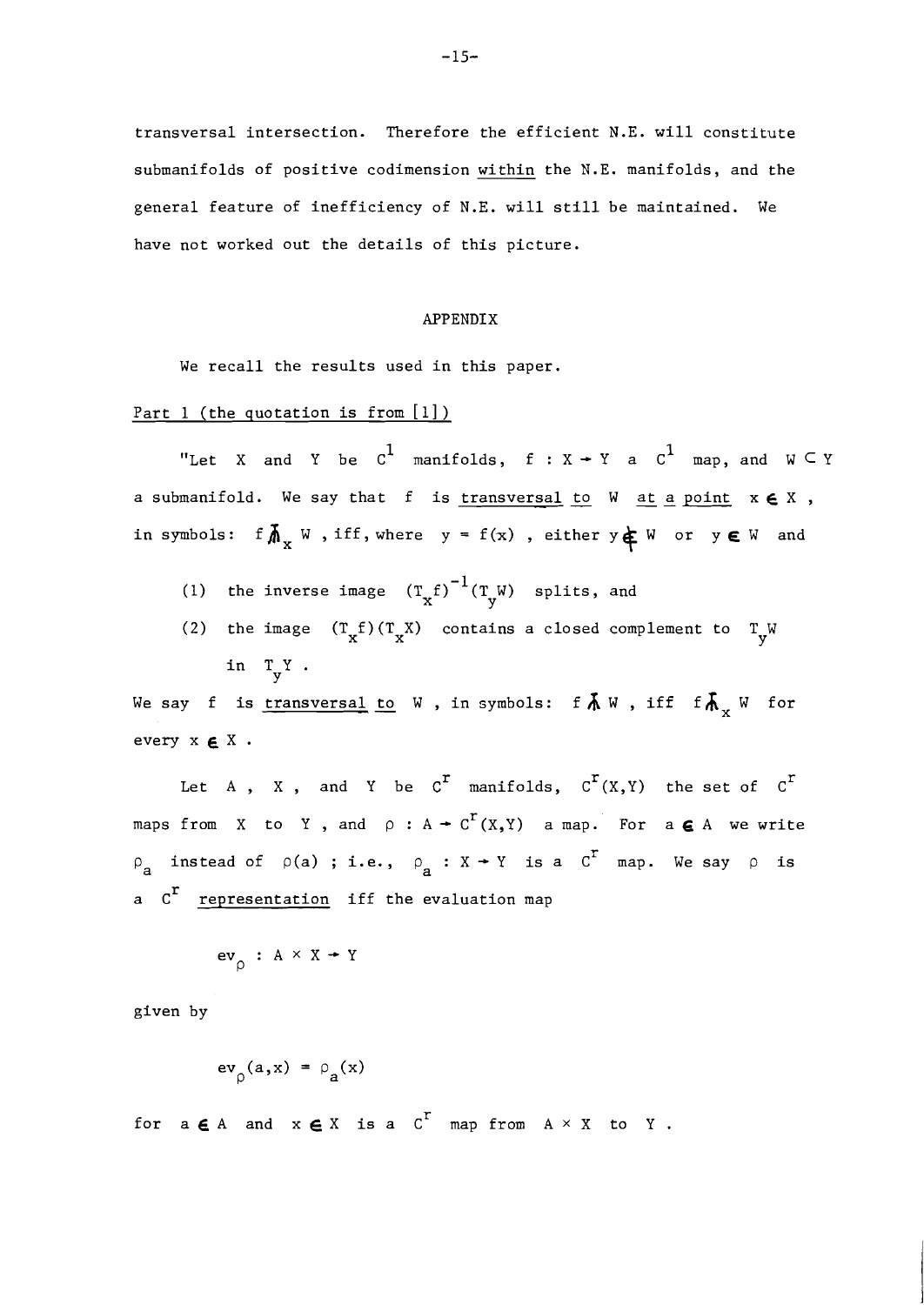transversal intersection. Therefore the efficient N.E. will constitute submanifolds of positive codimension <u>within</u> the N.E. manifolds, and the general feature of inefficiency of N.E. will still be maintained. We have not worked out the details of this picture.

## APPENDIX

We recall the results used in this paper.

<u>Part 1 (the quotation is from [1])</u>

"Let $X$ and $Y$ be $C^1$ manifolds, $f : X \to Y$ a $C^1$ map, and $W \subset Y$ a submanifold. We say that $f$ is <u>transversal to</u> $W$ <u>at a point</u> $x \in X$, in symbols: $f \pitchfork_x W$, iff, where $y = f(x)$, either $y \notin W$ or $y \in W$ and

(1) the inverse image $(T_x f)^{-1}(T_y W)$ splits, and

(2) the image $(T_x f)(T_x X)$ contains a closed complement to $T_y W$ in $T_y Y$.

We say $f$ is <u>transversal to</u> $W$, in symbols: $f \pitchfork W$, iff $f \pitchfork_x W$ for every $x \in X$.

Let $A$, $X$, and $Y$ be $C^r$ manifolds, $C^r(X,Y)$ the set of $C^r$ maps from $X$ to $Y$, and $\rho : A \to C^r(X,Y)$ a map. For $a \in A$ we write $\rho_a$ instead of $\rho(a)$; i.e., $\rho_a : X \to Y$ is a $C^r$ map. We say $\rho$ is a $C^r$ <u>representation</u> iff the evaluation map

$$ev_\rho : A \times X \to Y$$

given by

$$ev_\rho(a,x) = \rho_a(x)$$

for $a \in A$ and $x \in X$ is a $C^r$ map from $A \times X$ to $Y$.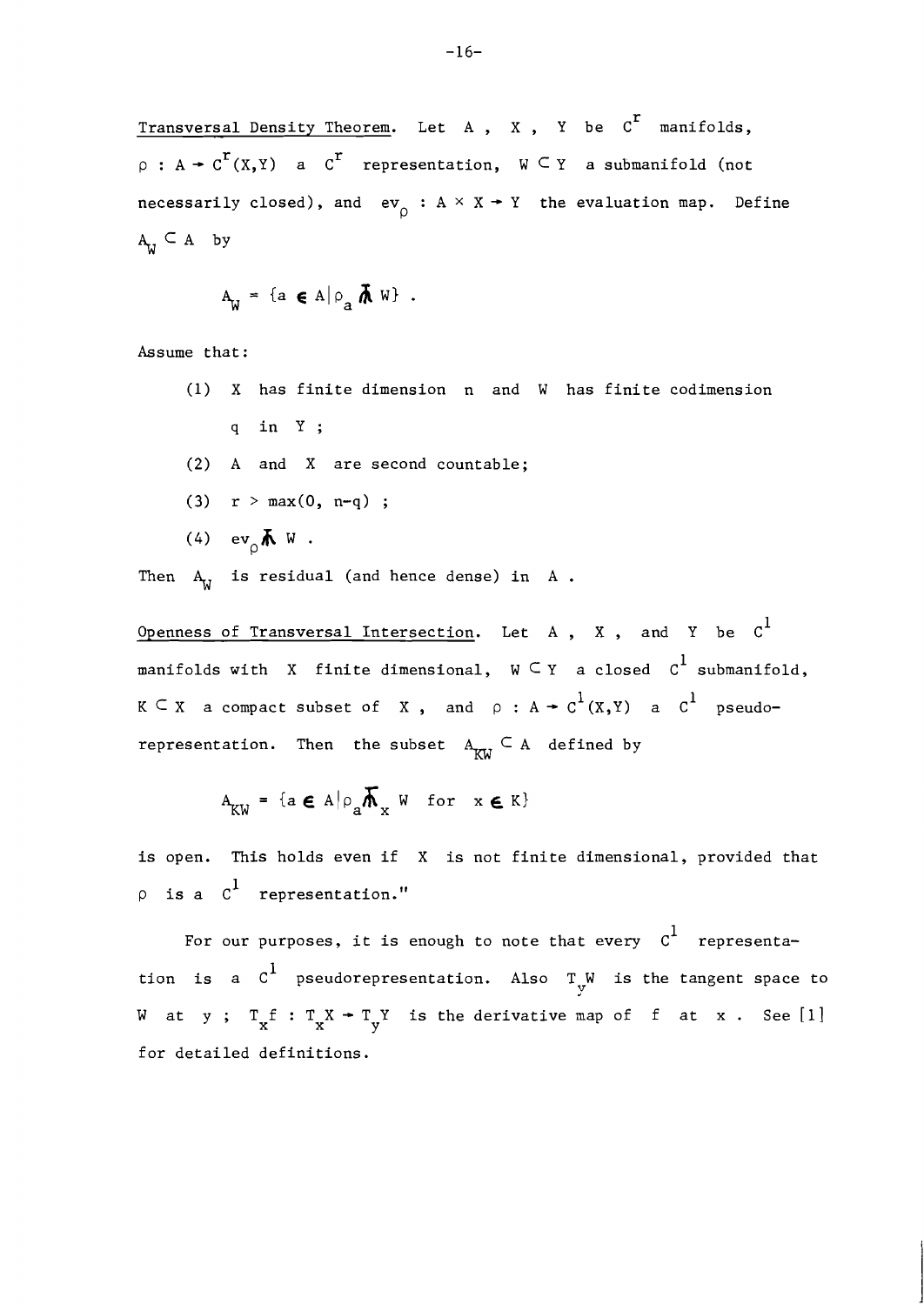Transversal Density Theorem. Let $A$, $X$, $Y$ be $C^r$ manifolds, $\rho : A \to C^r(X,Y)$ a $C^r$ representation, $W \subset Y$ a submanifold (not necessarily closed), and $ev_\rho : A \times X \to Y$ the evaluation map. Define $A_W \subset A$ by

$$A_W = \{a \in A | \rho_a \pitchfork W\} .$$

Assume that:

(1) $X$ has finite dimension $n$ and $W$ has finite codimension $q$ in $Y$;

(2) $A$ and $X$ are second countable;

(3) $r > \max(0, n-q)$;

(4) $ev_\rho \pitchfork W$.

Then $A_W$ is residual (and hence dense) in $A$.

Openness of Transversal Intersection. Let $A$, $X$, and $Y$ be $C^1$ manifolds with $X$ finite dimensional, $W \subset Y$ a closed $C^1$ submanifold, $K \subset X$ a compact subset of $X$, and $\rho : A \to C^1(X,Y)$ a $C^1$ pseudo-representation. Then the subset $A_{KW} \subset A$ defined by

$$A_{KW} = \{a \in A | \rho_a \pitchfork_x W \quad \text{for} \quad x \in K\}$$

is open. This holds even if $X$ is not finite dimensional, provided that $\rho$ is a $C^1$ representation."

For our purposes, it is enough to note that every $C^1$ representation is a $C^1$ pseudorepresentation. Also $T_yW$ is the tangent space to $W$ at $y$; $T_xf : T_xX \to T_yY$ is the derivative map of $f$ at $x$. See [1] for detailed definitions.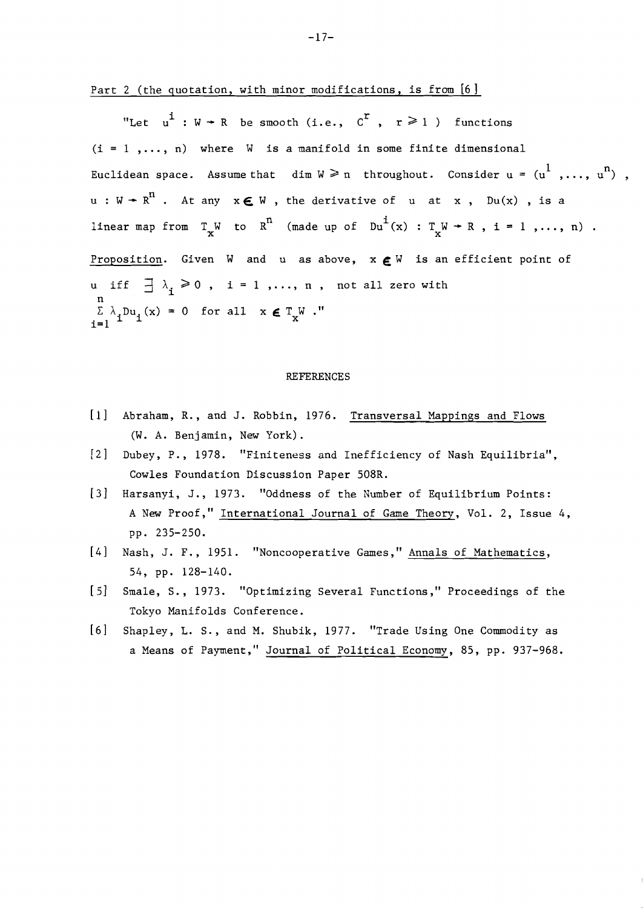Part 2 (the quotation, with minor modifications, is from [6]

"Let $u^i : W \to R$ be smooth (i.e., $C^r$, $r \geqslant 1$) functions ($i = 1, \ldots, n$) where $W$ is a manifold in some finite dimensional Euclidean space. Assume that $\dim W \geqslant n$ throughout. Consider $u = (u^1, \ldots, u^n)$, $u : W \to R^n$. At any $x \in W$, the derivative of $u$ at $x$, $Du(x)$, is a linear map from $T_xW$ to $R^n$ (made up of $Du^i(x) : T_xW \to R$, $i = 1, \ldots, n$).

Proposition. Given $W$ and $u$ as above, $x \in W$ is an efficient point of $u$ iff $\exists\ \lambda_i \geqslant 0$, $i = 1, \ldots, n$, not all zero with $\sum_{i=1}^{n} \lambda_i Du_i(x) = 0$ for all $x \in T_xW$."

## REFERENCES

[1] Abraham, R., and J. Robbin, 1976. Transversal Mappings and Flows (W. A. Benjamin, New York).

[2] Dubey, P., 1978. "Finiteness and Inefficiency of Nash Equilibria", Cowles Foundation Discussion Paper 508R.

[3] Harsanyi, J., 1973. "Oddness of the Number of Equilibrium Points: A New Proof," International Journal of Game Theory, Vol. 2, Issue 4, pp. 235-250.

[4] Nash, J. F., 1951. "Noncooperative Games," Annals of Mathematics, 54, pp. 128-140.

[5] Smale, S., 1973. "Optimizing Several Functions," Proceedings of the Tokyo Manifolds Conference.

[6] Shapley, L. S., and M. Shubik, 1977. "Trade Using One Commodity as a Means of Payment," Journal of Political Economy, 85, pp. 937-968.